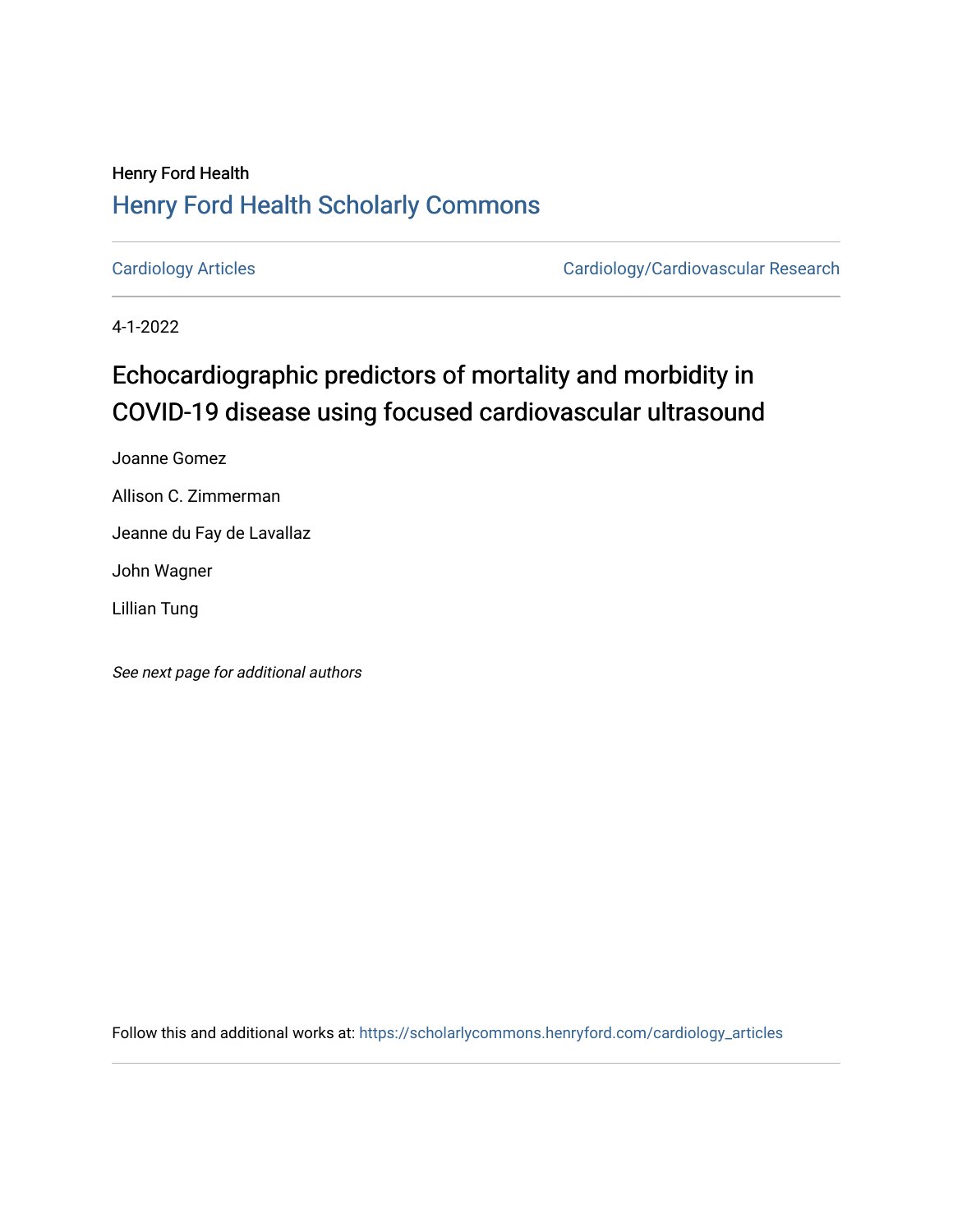Henry Ford Health

## Henry Ford Health Scholarly Commons

Cardiology Articles | Cardiology/Cardiovascular Research

4-1-2022

# Echocardiographic predictors of mortality and morbidity in COVID-19 disease using focused cardiovascular ultrasound

Joanne Gomez

Allison C. Zimmerman

Jeanne du Fay de Lavallaz

John Wagner

Lillian Tung

*See next page for additional authors*

Follow this and additional works at: https://scholarlycommons.henryford.com/cardiology_articles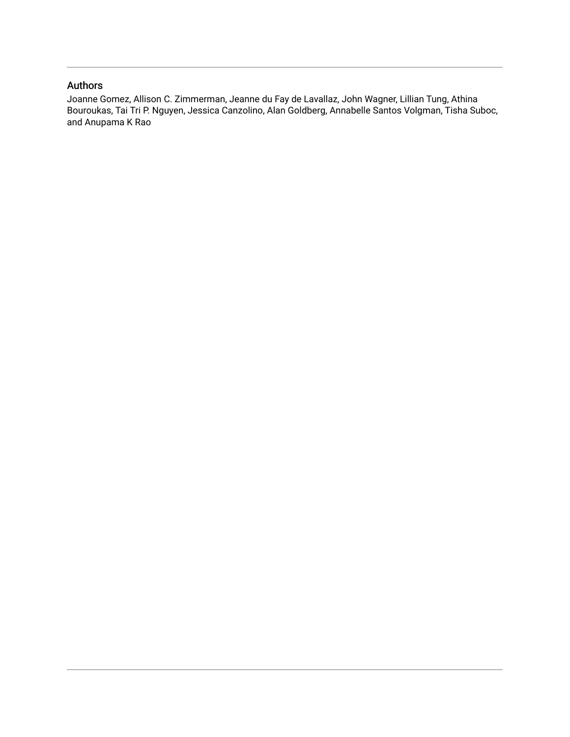## Authors

Joanne Gomez, Allison C. Zimmerman, Jeanne du Fay de Lavallaz, John Wagner, Lillian Tung, Athina Bouroukas, Tai Tri P. Nguyen, Jessica Canzolino, Alan Goldberg, Annabelle Santos Volgman, Tisha Suboc, and Anupama K Rao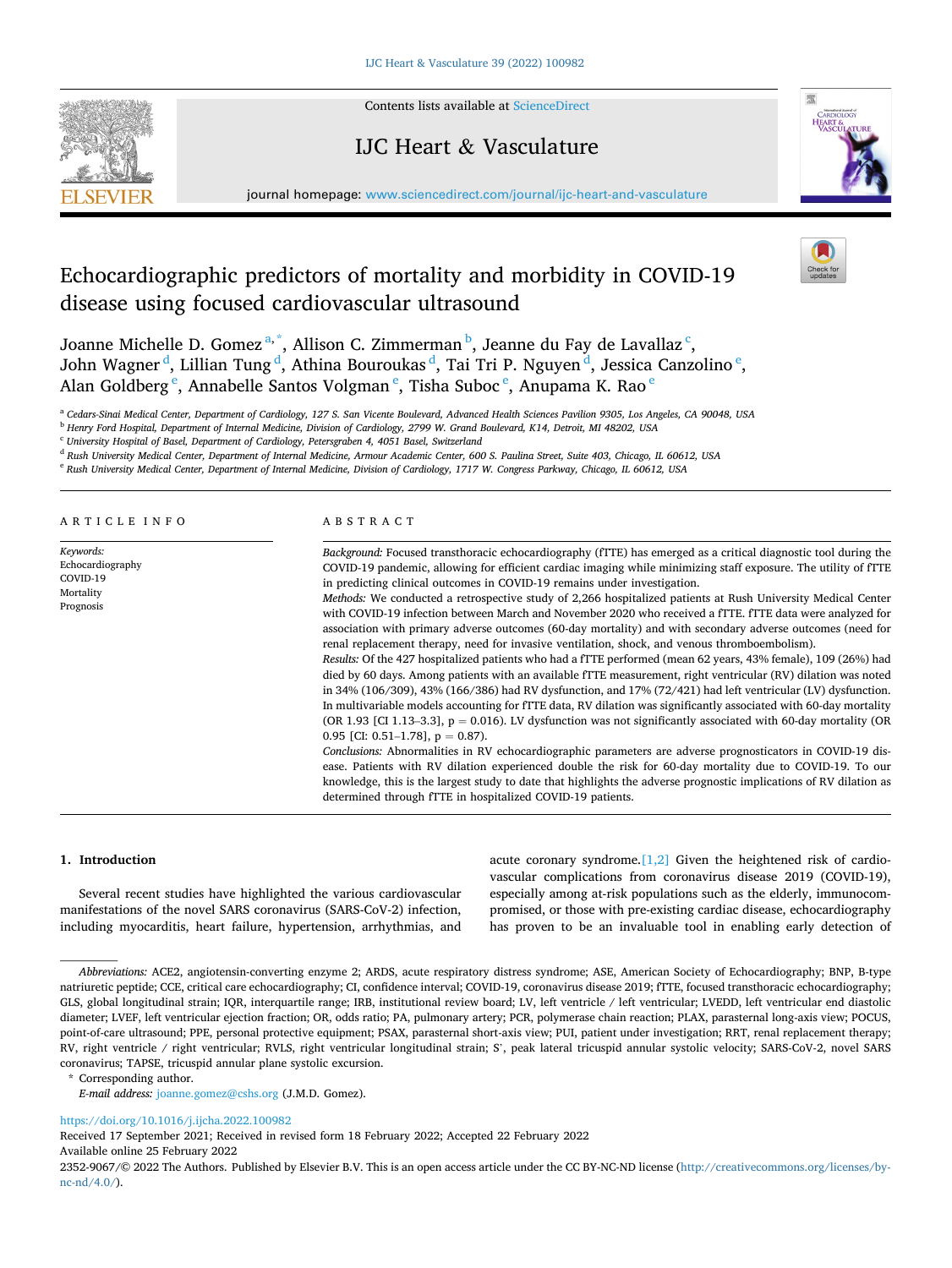# Echocardiographic predictors of mortality and morbidity in COVID-19 disease using focused cardiovascular ultrasound

Joanne Michelle D. Gomez [a,*], Allison C. Zimmerman [b], Jeanne du Fay de Lavallaz [c], John Wagner [d], Lillian Tung [d], Athina Bouroukas [d], Tai Tri P. Nguyen [d], Jessica Canzolino [e], Alan Goldberg [e], Annabelle Santos Volgman [e], Tisha Suboc [e], Anupama K. Rao [e]

[a] Cedars-Sinai Medical Center, Department of Cardiology, 127 S. San Vicente Boulevard, Advanced Health Sciences Pavilion 9305, Los Angeles, CA 90048, USA
[b] Henry Ford Hospital, Department of Internal Medicine, Division of Cardiology, 2799 W. Grand Boulevard, K14, Detroit, MI 48202, USA
[c] University Hospital of Basel, Department of Cardiology, Petersgraben 4, 4051 Basel, Switzerland
[d] Rush University Medical Center, Department of Internal Medicine, Armour Academic Center, 600 S. Paulina Street, Suite 403, Chicago, IL 60612, USA
[e] Rush University Medical Center, Department of Internal Medicine, Division of Cardiology, 1717 W. Congress Parkway, Chicago, IL 60612, USA

## ARTICLE INFO

*Keywords:*
Echocardiography
COVID-19
Mortality
Prognosis

## ABSTRACT

*Background:* Focused transthoracic echocardiography (fTTE) has emerged as a critical diagnostic tool during the COVID-19 pandemic, allowing for efficient cardiac imaging while minimizing staff exposure. The utility of fTTE in predicting clinical outcomes in COVID-19 remains under investigation.

*Methods:* We conducted a retrospective study of 2,266 hospitalized patients at Rush University Medical Center with COVID-19 infection between March and November 2020 who received a fTTE. fTTE data were analyzed for association with primary adverse outcomes (60-day mortality) and with secondary adverse outcomes (need for renal replacement therapy, need for invasive ventilation, shock, and venous thromboembolism).

*Results:* Of the 427 hospitalized patients who had a fTTE performed (mean 62 years, 43% female), 109 (26%) had died by 60 days. Among patients with an available fTTE measurement, right ventricular (RV) dilation was noted in 34% (106/309), 43% (166/386) had RV dysfunction, and 17% (72/421) had left ventricular (LV) dysfunction. In multivariable models accounting for fTTE data, RV dilation was significantly associated with 60-day mortality (OR 1.93 [CI 1.13–3.3], p = 0.016). LV dysfunction was not significantly associated with 60-day mortality (OR 0.95 [CI: 0.51–1.78], p = 0.87).

*Conclusions:* Abnormalities in RV echocardiographic parameters are adverse prognosticators in COVID-19 disease. Patients with RV dilation experienced double the risk for 60-day mortality due to COVID-19. To our knowledge, this is the largest study to date that highlights the adverse prognostic implications of RV dilation as determined through fTTE in hospitalized COVID-19 patients.

## 1. Introduction

Several recent studies have highlighted the various cardiovascular manifestations of the novel SARS coronavirus (SARS-CoV-2) infection, including myocarditis, heart failure, hypertension, arrhythmias, and acute coronary syndrome.[1,2] Given the heightened risk of cardiovascular complications from coronavirus disease 2019 (COVID-19), especially among at-risk populations such as the elderly, immunocompromised, or those with pre-existing cardiac disease, echocardiography has proven to be an invaluable tool in enabling early detection of

*Abbreviations:* ACE2, angiotensin-converting enzyme 2; ARDS, acute respiratory distress syndrome; ASE, American Society of Echocardiography; BNP, B-type natriuretic peptide; CCE, critical care echocardiography; CI, confidence interval; COVID-19, coronavirus disease 2019; fTTE, focused transthoracic echocardiography; GLS, global longitudinal strain; IQR, interquartile range; IRB, institutional review board; LV, left ventricle / left ventricular; LVEDD, left ventricular end diastolic diameter; LVEF, left ventricular ejection fraction; OR, odds ratio; PA, pulmonary artery; PCR, polymerase chain reaction; PLAX, parasternal long-axis view; POCUS, point-of-care ultrasound; PPE, personal protective equipment; PSAX, parasternal short-axis view; PUI, patient under investigation; RRT, renal replacement therapy; RV, right ventricle / right ventricular; RVLS, right ventricular longitudinal strain; S', peak lateral tricuspid annular systolic velocity; SARS-CoV-2, novel SARS coronavirus; TAPSE, tricuspid annular plane systolic excursion.

\* Corresponding author.
*E-mail address:* joanne.gomez@cshs.org (J.M.D. Gomez).

https://doi.org/10.1016/j.ijcha.2022.100982
Received 17 September 2021; Received in revised form 18 February 2022; Accepted 22 February 2022
Available online 25 February 2022
2352-9067/© 2022 The Authors. Published by Elsevier B.V. This is an open access article under the CC BY-NC-ND license (http://creativecommons.org/licenses/by-nc-nd/4.0/).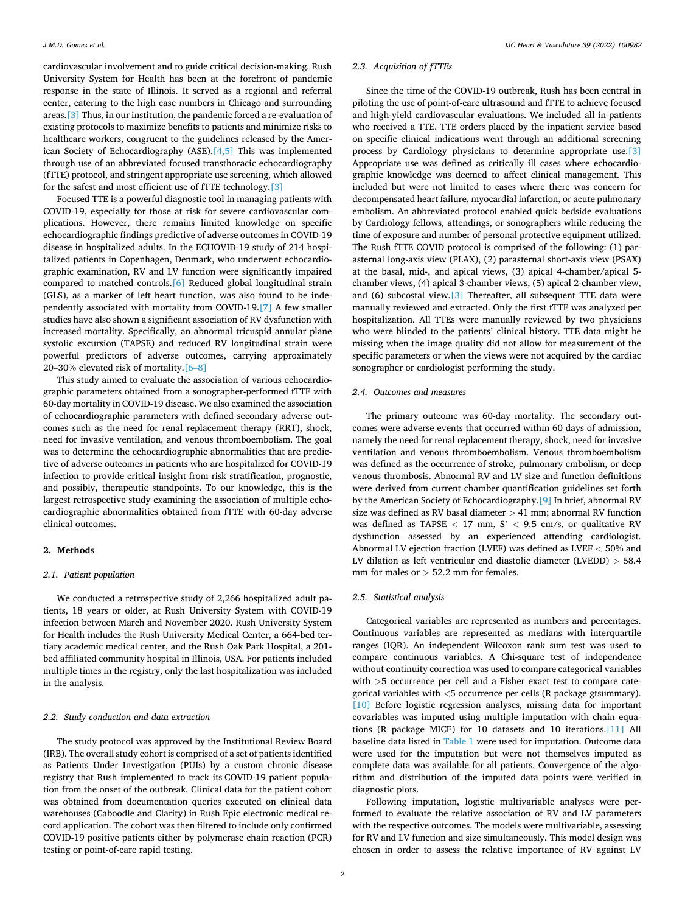cardiovascular involvement and to guide critical decision-making. Rush University System for Health has been at the forefront of pandemic response in the state of Illinois. It served as a regional and referral center, catering to the high case numbers in Chicago and surrounding areas.[3] Thus, in our institution, the pandemic forced a re-evaluation of existing protocols to maximize benefits to patients and minimize risks to healthcare workers, congruent to the guidelines released by the American Society of Echocardiography (ASE).[4,5] This was implemented through use of an abbreviated focused transthoracic echocardiography (fTTE) protocol, and stringent appropriate use screening, which allowed for the safest and most efficient use of fTTE technology.[3]

Focused TTE is a powerful diagnostic tool in managing patients with COVID-19, especially for those at risk for severe cardiovascular complications. However, there remains limited knowledge on specific echocardiographic findings predictive of adverse outcomes in COVID-19 disease in hospitalized adults. In the ECHOVID-19 study of 214 hospitalized patients in Copenhagen, Denmark, who underwent echocardiographic examination, RV and LV function were significantly impaired compared to matched controls.[6] Reduced global longitudinal strain (GLS), as a marker of left heart function, was also found to be independently associated with mortality from COVID-19.[7] A few smaller studies have also shown a significant association of RV dysfunction with increased mortality. Specifically, an abnormal tricuspid annular plane systolic excursion (TAPSE) and reduced RV longitudinal strain were powerful predictors of adverse outcomes, carrying approximately 20–30% elevated risk of mortality.[6–8]

This study aimed to evaluate the association of various echocardiographic parameters obtained from a sonographer-performed fTTE with 60-day mortality in COVID-19 disease. We also examined the association of echocardiographic parameters with defined secondary adverse outcomes such as the need for renal replacement therapy (RRT), shock, need for invasive ventilation, and venous thromboembolism. The goal was to determine the echocardiographic abnormalities that are predictive of adverse outcomes in patients who are hospitalized for COVID-19 infection to provide critical insight from risk stratification, prognostic, and possibly, therapeutic standpoints. To our knowledge, this is the largest retrospective study examining the association of multiple echocardiographic abnormalities obtained from fTTE with 60-day adverse clinical outcomes.

## 2. Methods

### 2.1. Patient population

We conducted a retrospective study of 2,266 hospitalized adult patients, 18 years or older, at Rush University System with COVID-19 infection between March and November 2020. Rush University System for Health includes the Rush University Medical Center, a 664-bed tertiary academic medical center, and the Rush Oak Park Hospital, a 201-bed affiliated community hospital in Illinois, USA. For patients included multiple times in the registry, only the last hospitalization was included in the analysis.

### 2.2. Study conduction and data extraction

The study protocol was approved by the Institutional Review Board (IRB). The overall study cohort is comprised of a set of patients identified as Patients Under Investigation (PUIs) by a custom chronic disease registry that Rush implemented to track its COVID-19 patient population from the onset of the outbreak. Clinical data for the patient cohort was obtained from documentation queries executed on clinical data warehouses (Caboodle and Clarity) in Rush Epic electronic medical record application. The cohort was then filtered to include only confirmed COVID-19 positive patients either by polymerase chain reaction (PCR) testing or point-of-care rapid testing.

### 2.3. Acquisition of fTTEs

Since the time of the COVID-19 outbreak, Rush has been central in piloting the use of point-of-care ultrasound and fTTE to achieve focused and high-yield cardiovascular evaluations. We included all in-patients who received a TTE. TTE orders placed by the inpatient service based on specific clinical indications went through an additional screening process by Cardiology physicians to determine appropriate use.[3] Appropriate use was defined as critically ill cases where echocardiographic knowledge was deemed to affect clinical management. This included but were not limited to cases where there was concern for decompensated heart failure, myocardial infarction, or acute pulmonary embolism. An abbreviated protocol enabled quick bedside evaluations by Cardiology fellows, attendings, or sonographers while reducing the time of exposure and number of personal protective equipment utilized. The Rush fTTE COVID protocol is comprised of the following: (1) parasternal long-axis view (PLAX), (2) parasternal short-axis view (PSAX) at the basal, mid-, and apical views, (3) apical 4-chamber/apical 5-chamber views, (4) apical 3-chamber views, (5) apical 2-chamber view, and (6) subcostal view.[3] Thereafter, all subsequent TTE data were manually reviewed and extracted. Only the first fTTE was analyzed per hospitalization. All TTEs were manually reviewed by two physicians who were blinded to the patients' clinical history. TTE data might be missing when the image quality did not allow for measurement of the specific parameters or when the views were not acquired by the cardiac sonographer or cardiologist performing the study.

### 2.4. Outcomes and measures

The primary outcome was 60-day mortality. The secondary outcomes were adverse events that occurred within 60 days of admission, namely the need for renal replacement therapy, shock, need for invasive ventilation and venous thromboembolism. Venous thromboembolism was defined as the occurrence of stroke, pulmonary embolism, or deep venous thrombosis. Abnormal RV and LV size and function definitions were derived from current chamber quantification guidelines set forth by the American Society of Echocardiography.[9] In brief, abnormal RV size was defined as RV basal diameter > 41 mm; abnormal RV function was defined as TAPSE < 17 mm, S' < 9.5 cm/s, or qualitative RV dysfunction assessed by an experienced attending cardiologist. Abnormal LV ejection fraction (LVEF) was defined as LVEF < 50% and LV dilation as left ventricular end diastolic diameter (LVEDD) > 58.4 mm for males or > 52.2 mm for females.

### 2.5. Statistical analysis

Categorical variables are represented as numbers and percentages. Continuous variables are represented as medians with interquartile ranges (IQR). An independent Wilcoxon rank sum test was used to compare continuous variables. A Chi-square test of independence without continuity correction was used to compare categorical variables with >5 occurrence per cell and a Fisher exact test to compare categorical variables with <5 occurrence per cells (R package gtsummary).[10] Before logistic regression analyses, missing data for important covariables was imputed using multiple imputation with chain equations (R package MICE) for 10 datasets and 10 iterations.[11] All baseline data listed in Table 1 were used for imputation. Outcome data were used for the imputation but were not themselves imputed as complete data was available for all patients. Convergence of the algorithm and distribution of the imputed data points were verified in diagnostic plots.

Following imputation, logistic multivariable analyses were performed to evaluate the relative association of RV and LV parameters with the respective outcomes. The models were multivariable, assessing for RV and LV function and size simultaneously. This model design was chosen in order to assess the relative importance of RV against LV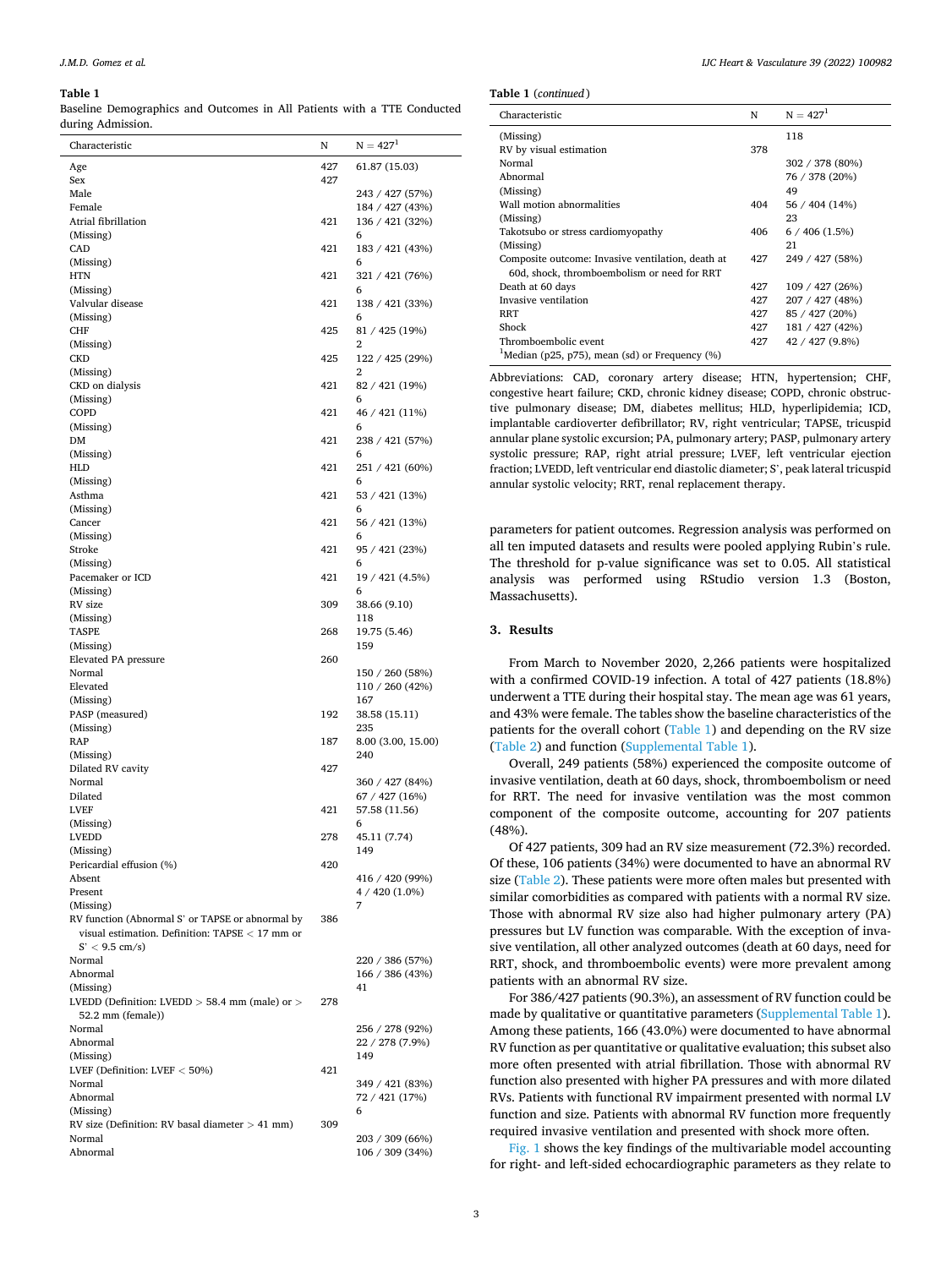**Table 1**
Baseline Demographics and Outcomes in All Patients with a TTE Conducted during Admission.

| Characteristic | N | N = 427[1] |
|---|---|---|
| Age | 427 | 61.87 (15.03) |
| Sex | 427 | |
| Male | | 243 / 427 (57%) |
| Female | | 184 / 427 (43%) |
| Atrial fibrillation | 421 | 136 / 421 (32%) |
| (Missing) | | 6 |
| CAD | 421 | 183 / 421 (43%) |
| (Missing) | | 6 |
| HTN | 421 | 321 / 421 (76%) |
| (Missing) | | 6 |
| Valvular disease | 421 | 138 / 421 (33%) |
| (Missing) | | 6 |
| CHF | 425 | 81 / 425 (19%) |
| (Missing) | | 2 |
| CKD | 425 | 122 / 425 (29%) |
| (Missing) | | 2 |
| CKD on dialysis | 421 | 82 / 421 (19%) |
| (Missing) | | 6 |
| COPD | 421 | 46 / 421 (11%) |
| (Missing) | | 6 |
| DM | 421 | 238 / 421 (57%) |
| (Missing) | | 6 |
| HLD | 421 | 251 / 421 (60%) |
| (Missing) | | 6 |
| Asthma | 421 | 53 / 421 (13%) |
| (Missing) | | 6 |
| Cancer | 421 | 56 / 421 (13%) |
| (Missing) | | 6 |
| Stroke | 421 | 95 / 421 (23%) |
| (Missing) | | 6 |
| Pacemaker or ICD | 421 | 19 / 421 (4.5%) |
| (Missing) | | 6 |
| RV size | 309 | 38.66 (9.10) |
| (Missing) | | 118 |
| TASPE | 268 | 19.75 (5.46) |
| (Missing) | | 159 |
| Elevated PA pressure | 260 | |
| Normal | | 150 / 260 (58%) |
| Elevated | | 110 / 260 (42%) |
| (Missing) | | 167 |
| PASP (measured) | 192 | 38.58 (15.11) |
| (Missing) | | 235 |
| RAP | 187 | 8.00 (3.00, 15.00) |
| (Missing) | | 240 |
| Dilated RV cavity | 427 | |
| Normal | | 360 / 427 (84%) |
| Dilated | | 67 / 427 (16%) |
| LVEF | 421 | 57.58 (11.56) |
| (Missing) | | 6 |
| LVEDD | 278 | 45.11 (7.74) |
| (Missing) | | 149 |
| Pericardial effusion (%) | 420 | |
| Absent | | 416 / 420 (99%) |
| Present | | 4 / 420 (1.0%) |
| (Missing) | | 7 |
| RV function (Abnormal S' or TAPSE or abnormal by visual estimation. Definition: TAPSE < 17 mm or S' < 9.5 cm/s) | 386 | |
| Normal | | 220 / 386 (57%) |
| Abnormal | | 166 / 386 (43%) |
| (Missing) | | 41 |
| LVEDD (Definition: LVEDD > 58.4 mm (male) or > 52.2 mm (female)) | 278 | |
| Normal | | 256 / 278 (92%) |
| Abnormal | | 22 / 278 (7.9%) |
| (Missing) | | 149 |
| LVEF (Definition: LVEF < 50%) | 421 | |
| Normal | | 349 / 421 (83%) |
| Abnormal | | 72 / 421 (17%) |
| (Missing) | | 6 |
| RV size (Definition: RV basal diameter > 41 mm) | 309 | |
| Normal | | 203 / 309 (66%) |
| Abnormal | | 106 / 309 (34%) |
| (Missing) | | 118 |
| RV by visual estimation | 378 | |
| Normal | | 302 / 378 (80%) |
| Abnormal | | 76 / 378 (20%) |
| (Missing) | | 49 |
| Wall motion abnormalities | 404 | 56 / 404 (14%) |
| (Missing) | | 23 |
| Takotsubo or stress cardiomyopathy | 406 | 6 / 406 (1.5%) |
| (Missing) | | 21 |
| Composite outcome: Invasive ventilation, death at 60d, shock, thromboembolism or need for RRT | 427 | 249 / 427 (58%) |
| Death at 60 days | 427 | 109 / 427 (26%) |
| Invasive ventilation | 427 | 207 / 427 (48%) |
| RRT | 427 | 85 / 427 (20%) |
| Shock | 427 | 181 / 427 (42%) |
| Thromboembolic event | 427 | 42 / 427 (9.8%) |

[1]Median (p25, p75), mean (sd) or Frequency (%)

Abbreviations: CAD, coronary artery disease; HTN, hypertension; CHF, congestive heart failure; CKD, chronic kidney disease; COPD, chronic obstructive pulmonary disease; DM, diabetes mellitus; HLD, hyperlipidemia; ICD, implantable cardioverter defibrillator; RV, right ventricular; TAPSE, tricuspid annular plane systolic excursion; PA, pulmonary artery; PASP, pulmonary artery systolic pressure; RAP, right atrial pressure; LVEF, left ventricular ejection fraction; LVEDD, left ventricular end diastolic diameter; S', peak lateral tricuspid annular systolic velocity; RRT, renal replacement therapy.

parameters for patient outcomes. Regression analysis was performed on all ten imputed datasets and results were pooled applying Rubin's rule. The threshold for p-value significance was set to 0.05. All statistical analysis was performed using RStudio version 1.3 (Boston, Massachusetts).

## 3. Results

From March to November 2020, 2,266 patients were hospitalized with a confirmed COVID-19 infection. A total of 427 patients (18.8%) underwent a TTE during their hospital stay. The mean age was 61 years, and 43% were female. The tables show the baseline characteristics of the patients for the overall cohort (Table 1) and depending on the RV size (Table 2) and function (Supplemental Table 1).

Overall, 249 patients (58%) experienced the composite outcome of invasive ventilation, death at 60 days, shock, thromboembolism or need for RRT. The need for invasive ventilation was the most common component of the composite outcome, accounting for 207 patients (48%).

Of 427 patients, 309 had an RV size measurement (72.3%) recorded. Of these, 106 patients (34%) were documented to have an abnormal RV size (Table 2). These patients were more often males but presented with similar comorbidities as compared with patients with a normal RV size. Those with abnormal RV size also had higher pulmonary artery (PA) pressures but LV function was comparable. With the exception of invasive ventilation, all other analyzed outcomes (death at 60 days, need for RRT, shock, and thromboembolic events) were more prevalent among patients with an abnormal RV size.

For 386/427 patients (90.3%), an assessment of RV function could be made by qualitative or quantitative parameters (Supplemental Table 1). Among these patients, 166 (43.0%) were documented to have abnormal RV function as per quantitative or qualitative evaluation; this subset also more often presented with atrial fibrillation. Those with abnormal RV function also presented with higher PA pressures and with more dilated RVs. Patients with functional RV impairment presented with normal LV function and size. Patients with abnormal RV function more frequently required invasive ventilation and presented with shock more often.

Fig. 1 shows the key findings of the multivariable model accounting for right- and left-sided echocardiographic parameters as they relate to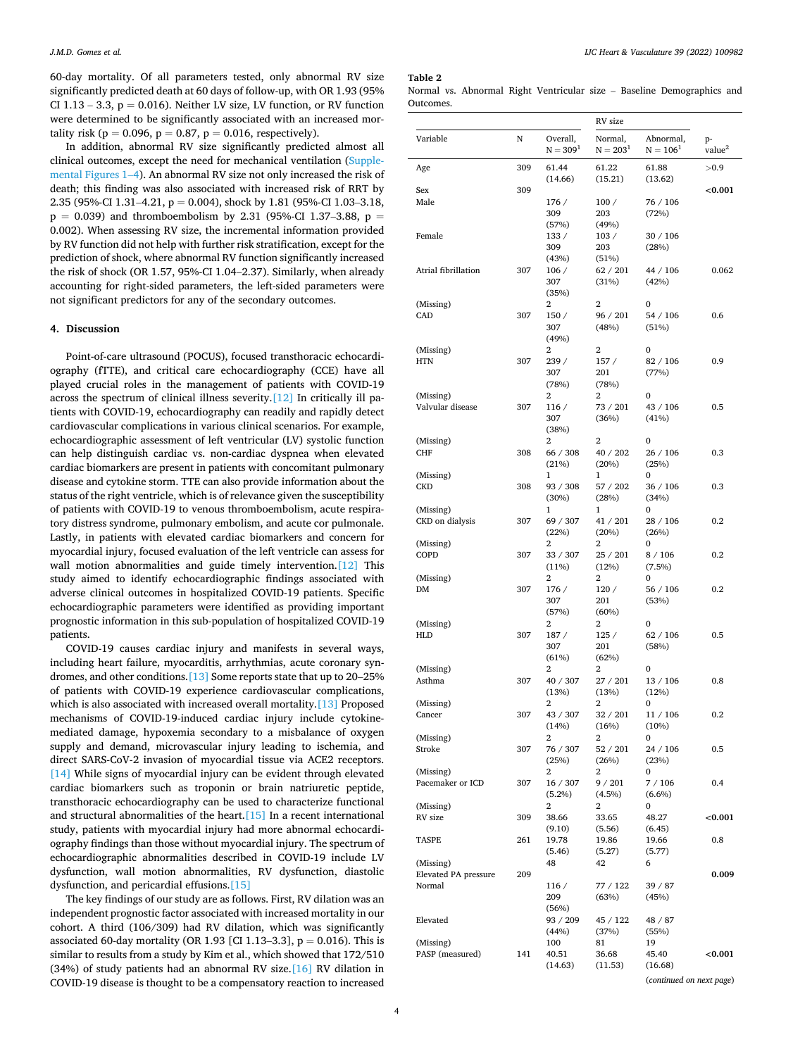60-day mortality. Of all parameters tested, only abnormal RV size significantly predicted death at 60 days of follow-up, with OR 1.93 (95% CI 1.13 – 3.3, p = 0.016). Neither LV size, LV function, or RV function were determined to be significantly associated with an increased mortality risk (p = 0.096, p = 0.87, p = 0.016, respectively).

In addition, abnormal RV size significantly predicted almost all clinical outcomes, except the need for mechanical ventilation (Supplemental Figures 1–4). An abnormal RV size not only increased the risk of death; this finding was also associated with increased risk of RRT by 2.35 (95%-CI 1.31–4.21, p = 0.004), shock by 1.81 (95%-CI 1.03–3.18, p = 0.039) and thromboembolism by 2.31 (95%-CI 1.37–3.88, p = 0.002). When assessing RV size, the incremental information provided by RV function did not help with further risk stratification, except for the prediction of shock, where abnormal RV function significantly increased the risk of shock (OR 1.57, 95%-CI 1.04–2.37). Similarly, when already accounting for right-sided parameters, the left-sided parameters were not significant predictors for any of the secondary outcomes.

## 4. Discussion

Point-of-care ultrasound (POCUS), focused transthoracic echocardiography (fTTE), and critical care echocardiography (CCE) have all played crucial roles in the management of patients with COVID-19 across the spectrum of clinical illness severity.[12] In critically ill patients with COVID-19, echocardiography can readily and rapidly detect cardiovascular complications in various clinical scenarios. For example, echocardiographic assessment of left ventricular (LV) systolic function can help distinguish cardiac vs. non-cardiac dyspnea when elevated cardiac biomarkers are present in patients with concomitant pulmonary disease and cytokine storm. TTE can also provide information about the status of the right ventricle, which is of relevance given the susceptibility of patients with COVID-19 to venous thromboembolism, acute respiratory distress syndrome, pulmonary embolism, and acute cor pulmonale. Lastly, in patients with elevated cardiac biomarkers and concern for myocardial injury, focused evaluation of the left ventricle can assess for wall motion abnormalities and guide timely intervention.[12] This study aimed to identify echocardiographic findings associated with adverse clinical outcomes in hospitalized COVID-19 patients. Specific echocardiographic parameters were identified as providing important prognostic information in this sub-population of hospitalized COVID-19 patients.

COVID-19 causes cardiac injury and manifests in several ways, including heart failure, myocarditis, arrhythmias, acute coronary syndromes, and other conditions.[13] Some reports state that up to 20–25% of patients with COVID-19 experience cardiovascular complications, which is also associated with increased overall mortality.[13] Proposed mechanisms of COVID-19-induced cardiac injury include cytokine-mediated damage, hypoxemia secondary to a misbalance of oxygen supply and demand, microvascular injury leading to ischemia, and direct SARS-CoV-2 invasion of myocardial tissue via ACE2 receptors.[14] While signs of myocardial injury can be evident through elevated cardiac biomarkers such as troponin or brain natriuretic peptide, transthoracic echocardiography can be used to characterize functional and structural abnormalities of the heart.[15] In a recent international study, patients with myocardial injury had more abnormal echocardiography findings than those without myocardial injury. The spectrum of echocardiographic abnormalities described in COVID-19 include LV dysfunction, wall motion abnormalities, RV dysfunction, diastolic dysfunction, and pericardial effusions.[15]

The key findings of our study are as follows. First, RV dilation was an independent prognostic factor associated with increased mortality in our cohort. A third (106/309) had RV dilation, which was significantly associated 60-day mortality (OR 1.93 [CI 1.13–3.3], p = 0.016). This is similar to results from a study by Kim et al., which showed that 172/510 (34%) of study patients had an abnormal RV size.[16] RV dilation in COVID-19 disease is thought to be a compensatory reaction to increased

**Table 2**
Normal vs. Abnormal Right Ventricular size – Baseline Demographics and Outcomes.

| Variable | N | Overall, N = 309[1] | RV size Normal, N = 203[1] | RV size Abnormal, N = 106[1] | p-value[2] |
|---|---|---|---|---|---|
| Age | 309 | 61.44 (14.66) | 61.22 (15.21) | 61.88 (13.62) | >0.9 |
| Sex | 309 | | | | **<0.001** |
| Male | | 176 / 309 (57%) | 100 / 203 (49%) | 76 / 106 (72%) | |
| Female | | 133 / 309 (43%) | 103 / 203 (51%) | 30 / 106 (28%) | |
| Atrial fibrillation | 307 | 106 / 307 (35%) | 62 / 201 (31%) | 44 / 106 (42%) | 0.062 |
| (Missing) | | 2 | 2 | 0 | |
| CAD | 307 | 150 / 307 (49%) | 96 / 201 (48%) | 54 / 106 (51%) | 0.6 |
| (Missing) | | 2 | 2 | 0 | |
| HTN | 307 | 239 / 307 (78%) | 157 / 201 (78%) | 82 / 106 (77%) | 0.9 |
| (Missing) | | 2 | 2 | 0 | |
| Valvular disease | 307 | 116 / 307 (38%) | 73 / 201 (36%) | 43 / 106 (41%) | 0.5 |
| (Missing) | | 2 | 2 | 0 | |
| CHF | 308 | 66 / 308 (21%) | 40 / 202 (20%) | 26 / 106 (25%) | 0.3 |
| (Missing) | | 1 | 1 | 0 | |
| CKD | 308 | 93 / 308 (30%) | 57 / 202 (28%) | 36 / 106 (34%) | 0.3 |
| (Missing) | | 1 | 1 | 0 | |
| CKD on dialysis | 307 | 69 / 307 (22%) | 41 / 201 (20%) | 28 / 106 (26%) | 0.2 |
| (Missing) | | 2 | 2 | 0 | |
| COPD | 307 | 33 / 307 (11%) | 25 / 201 (12%) | 8 / 106 (7.5%) | 0.2 |
| (Missing) | | 2 | 2 | 0 | |
| DM | 307 | 176 / 307 (57%) | 120 / 201 (60%) | 56 / 106 (53%) | 0.2 |
| (Missing) | | 2 | 2 | 0 | |
| HLD | 307 | 187 / 307 (61%) | 125 / 201 (62%) | 62 / 106 (58%) | 0.5 |
| (Missing) | | 2 | 2 | 0 | |
| Asthma | 307 | 40 / 307 (13%) | 27 / 201 (13%) | 13 / 106 (12%) | 0.8 |
| (Missing) | | 2 | 2 | 0 | |
| Cancer | 307 | 43 / 307 (14%) | 32 / 201 (16%) | 11 / 106 (10%) | 0.2 |
| (Missing) | | 2 | 2 | 0 | |
| Stroke | 307 | 76 / 307 (25%) | 52 / 201 (26%) | 24 / 106 (23%) | 0.5 |
| (Missing) | | 2 | 2 | 0 | |
| Pacemaker or ICD | 307 | 16 / 307 (5.2%) | 9 / 201 (4.5%) | 7 / 106 (6.6%) | 0.4 |
| (Missing) | | 2 | 2 | 0 | |
| RV size | 309 | 38.66 (9.10) | 33.65 (5.56) | 48.27 (6.45) | **<0.001** |
| TASPE | 261 | 19.78 (5.46) | 19.86 (5.27) | 19.66 (5.77) | 0.8 |
| (Missing) | | 48 | 42 | 6 | |
| Elevated PA pressure | 209 | | | | **0.009** |
| Normal | | 116 / 209 (56%) | 77 / 122 (63%) | 39 / 87 (45%) | |
| Elevated | | 93 / 209 (44%) | 45 / 122 (37%) | 48 / 87 (55%) | |
| (Missing) | | 100 | 81 | 19 | |
| PASP (measured) | 141 | 40.51 (14.63) | 36.68 (11.53) | 45.40 (16.68) | **<0.001** |

(*continued on next page*)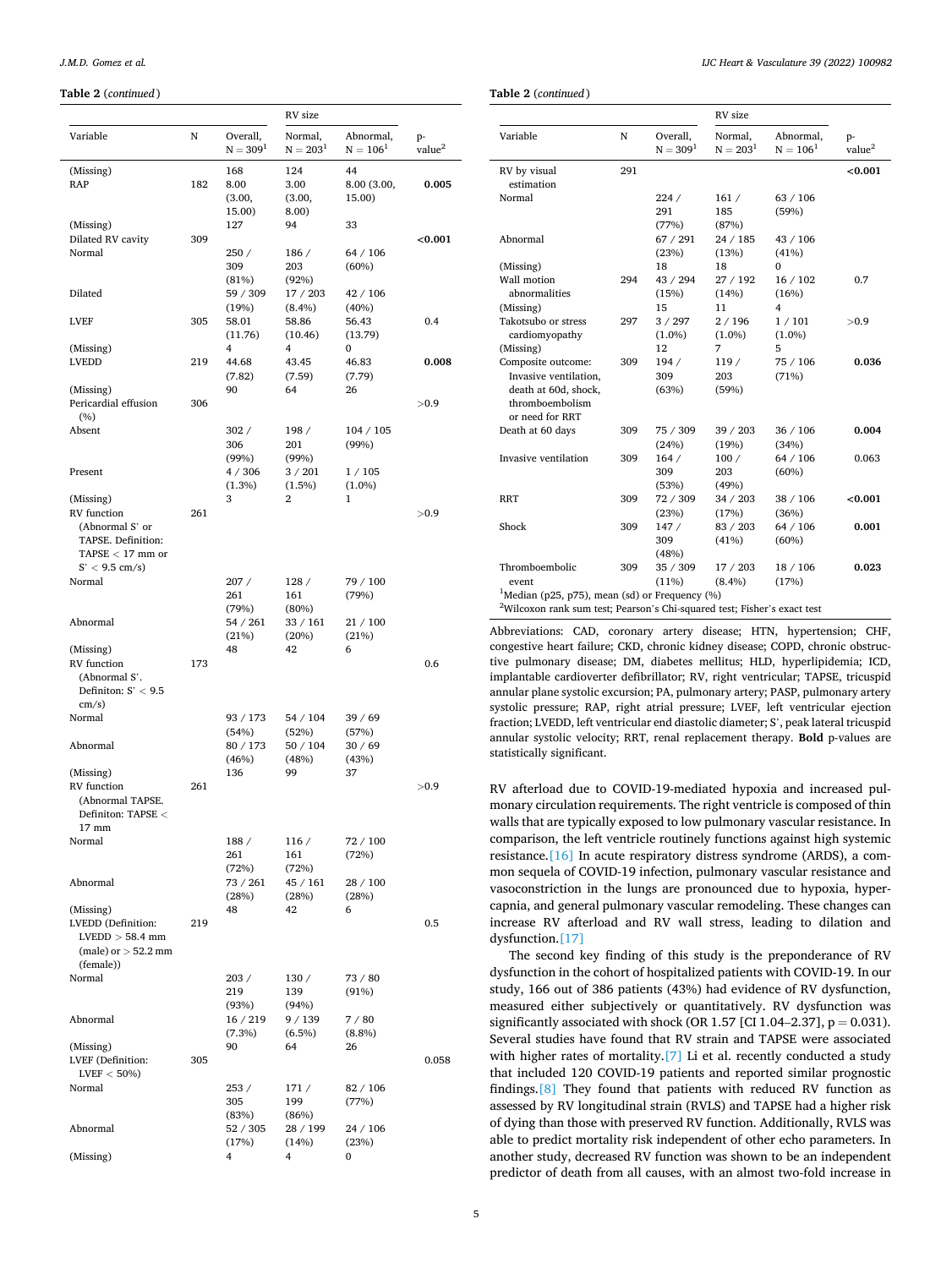**Table 2** (*continued*)

| Variable | N | Overall, N = 309[1] | RV size Normal, N = 203[1] | RV size Abnormal, N = 106[1] | p-value[2] |
|---|---|---|---|---|---|
| (Missing) | | 168 | 124 | 44 | |
| RAP | 182 | 8.00 (3.00, 15.00) | 3.00 (3.00, 8.00) | 8.00 (3.00, 15.00) | **0.005** |
| (Missing) | | 127 | 94 | 33 | |
| Dilated RV cavity | 309 | | | | **<0.001** |
| Normal | | 250 / 309 (81%) | 186 / 203 (92%) | 64 / 106 (60%) | |
| Dilated | | 59 / 309 (19%) | 17 / 203 (8.4%) | 42 / 106 (40%) | |
| LVEF | 305 | 58.01 (11.76) | 58.86 (10.46) | 56.43 (13.79) | 0.4 |
| (Missing) | | 4 | 4 | 0 | |
| LVEDD | 219 | 44.68 (7.82) | 43.45 (7.59) | 46.83 (7.79) | **0.008** |
| (Missing) | | 90 | 64 | 26 | |
| Pericardial effusion (%) | 306 | | | | >0.9 |
| Absent | | 302 / 306 (99%) | 198 / 201 (99%) | 104 / 105 (99%) | |
| Present | | 4 / 306 (1.3%) | 3 / 201 (1.5%) | 1 / 105 (1.0%) | |
| (Missing) | | 3 | 2 | 1 | |
| RV function (Abnormal S' or TAPSE. Definition: TAPSE < 17 mm or S' < 9.5 cm/s) | 261 | | | | >0.9 |
| Normal | | 207 / 261 (79%) | 128 / 161 (80%) | 79 / 100 (79%) | |
| Abnormal | | 54 / 261 (21%) | 33 / 161 (20%) | 21 / 100 (21%) | |
| (Missing) | | 48 | 42 | 6 | |
| RV function (Abnormal S'. Definiton: S' < 9.5 cm/s) | 173 | | | | 0.6 |
| Normal | | 93 / 173 (54%) | 54 / 104 (52%) | 39 / 69 (57%) | |
| Abnormal | | 80 / 173 (46%) | 50 / 104 (48%) | 30 / 69 (43%) | |
| (Missing) | | 136 | 99 | 37 | |
| RV function (Abnormal TAPSE. Definiton: TAPSE < 17 mm | 261 | | | | >0.9 |
| Normal | | 188 / 261 (72%) | 116 / 161 (72%) | 72 / 100 (72%) | |
| Abnormal | | 73 / 261 (28%) | 45 / 161 (28%) | 28 / 100 (28%) | |
| (Missing) | | 48 | 42 | 6 | |
| LVEDD (Definition: LVEDD > 58.4 mm (male) or > 52.2 mm (female)) | 219 | | | | 0.5 |
| Normal | | 203 / 219 (93%) | 130 / 139 (94%) | 73 / 80 (91%) | |
| Abnormal | | 16 / 219 (7.3%) | 9 / 139 (6.5%) | 7 / 80 (8.8%) | |
| (Missing) | | 90 | 64 | 26 | |
| LVEF (Definition: LVEF < 50%) | 305 | | | | 0.058 |
| Normal | | 253 / 305 (83%) | 171 / 199 (86%) | 82 / 106 (77%) | |
| Abnormal | | 52 / 305 (17%) | 28 / 199 (14%) | 24 / 106 (23%) | |
| (Missing) | | 4 | 4 | 0 | |
| RV by visual estimation | 291 | | | | **<0.001** |
| Normal | | 224 / 291 (77%) | 161 / 185 (87%) | 63 / 106 (59%) | |
| Abnormal | | 67 / 291 (23%) | 24 / 185 (13%) | 43 / 106 (41%) | |
| (Missing) | | 18 | 18 | 0 | |
| Wall motion abnormalities | 294 | 43 / 294 (15%) | 27 / 192 (14%) | 16 / 102 (16%) | 0.7 |
| (Missing) | | 15 | 11 | 4 | |
| Takotsubo or stress cardiomyopathy | 297 | 3 / 297 (1.0%) | 2 / 196 (1.0%) | 1 / 101 (1.0%) | >0.9 |
| (Missing) | | 12 | 7 | 5 | |
| Composite outcome: Invasive ventilation, death at 60d, shock, thromboembolism or need for RRT | 309 | 194 / 309 (63%) | 119 / 203 (59%) | 75 / 106 (71%) | **0.036** |
| Death at 60 days | 309 | 75 / 309 (24%) | 39 / 203 (19%) | 36 / 106 (34%) | **0.004** |
| Invasive ventilation | 309 | 164 / 309 (53%) | 100 / 203 (49%) | 64 / 106 (60%) | 0.063 |
| RRT | 309 | 72 / 309 (23%) | 34 / 203 (17%) | 38 / 106 (36%) | **<0.001** |
| Shock | 309 | 147 / 309 (48%) | 83 / 203 (41%) | 64 / 106 (60%) | **0.001** |
| Thromboembolic event | 309 | 35 / 309 (11%) | 17 / 203 (8.4%) | 18 / 106 (17%) | **0.023** |

[1]Median (p25, p75), mean (sd) or Frequency (%)
[2]Wilcoxon rank sum test; Pearson's Chi-squared test; Fisher's exact test

Abbreviations: CAD, coronary artery disease; HTN, hypertension; CHF, congestive heart failure; CKD, chronic kidney disease; COPD, chronic obstructive pulmonary disease; DM, diabetes mellitus; HLD, hyperlipidemia; ICD, implantable cardioverter defibrillator; RV, right ventricular; TAPSE, tricuspid annular plane systolic excursion; PA, pulmonary artery; PASP, pulmonary artery systolic pressure; RAP, right atrial pressure; LVEF, left ventricular ejection fraction; LVEDD, left ventricular end diastolic diameter; S', peak lateral tricuspid annular systolic velocity; RRT, renal replacement therapy. **Bold** p-values are statistically significant.

RV afterload due to COVID-19-mediated hypoxia and increased pulmonary circulation requirements. The right ventricle is composed of thin walls that are typically exposed to low pulmonary vascular resistance. In comparison, the left ventricle routinely functions against high systemic resistance.[16] In acute respiratory distress syndrome (ARDS), a common sequela of COVID-19 infection, pulmonary vascular resistance and vasoconstriction in the lungs are pronounced due to hypoxia, hypercapnia, and general pulmonary vascular remodeling. These changes can increase RV afterload and RV wall stress, leading to dilation and dysfunction.[17]

The second key finding of this study is the preponderance of RV dysfunction in the cohort of hospitalized patients with COVID-19. In our study, 166 out of 386 patients (43%) had evidence of RV dysfunction, measured either subjectively or quantitatively. RV dysfunction was significantly associated with shock (OR 1.57 [CI 1.04–2.37], $p = 0.031$). Several studies have found that RV strain and TAPSE were associated with higher rates of mortality.[7] Li et al. recently conducted a study that included 120 COVID-19 patients and reported similar prognostic findings.[8] They found that patients with reduced RV function as assessed by RV longitudinal strain (RVLS) and TAPSE had a higher risk of dying than those with preserved RV function. Additionally, RVLS was able to predict mortality risk independent of other echo parameters. In another study, decreased RV function was shown to be an independent predictor of death from all causes, with an almost two-fold increase in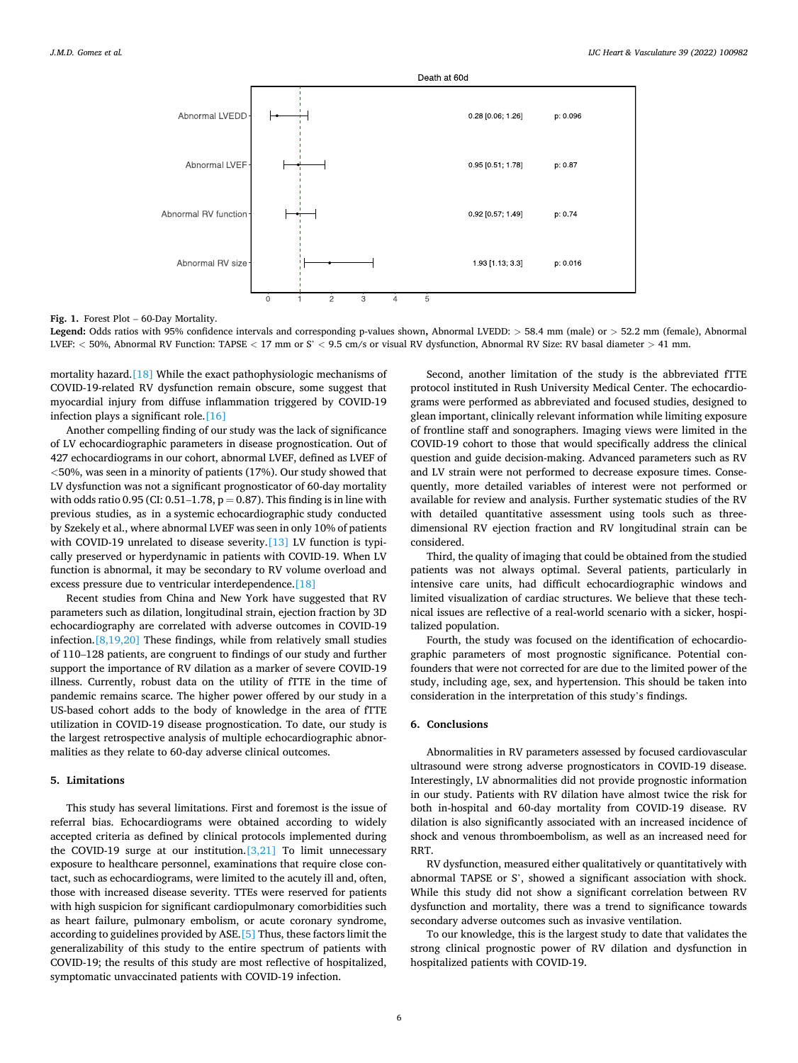Death at 60d

| | OR [95% CI] | p |
|---|---|---|
| Abnormal LVEDD | 0.28 [0.06; 1.26] | p: 0.096 |
| Abnormal LVEF | 0.95 [0.51; 1.78] | p: 0.87 |
| Abnormal RV function | 0.92 [0.57; 1.49] | p: 0.74 |
| Abnormal RV size | 1.93 [1.13; 3.3] | p: 0.016 |

**Fig. 1.** Forest Plot – 60-Day Mortality.

**Legend:** Odds ratios with 95% confidence intervals and corresponding p-values shown, Abnormal LVEDD: > 58.4 mm (male) or > 52.2 mm (female), Abnormal LVEF: < 50%, Abnormal RV Function: TAPSE < 17 mm or S' < 9.5 cm/s or visual RV dysfunction, Abnormal RV Size: RV basal diameter > 41 mm.

mortality hazard.[18] While the exact pathophysiologic mechanisms of COVID-19-related RV dysfunction remain obscure, some suggest that myocardial injury from diffuse inflammation triggered by COVID-19 infection plays a significant role.[16]

Another compelling finding of our study was the lack of significance of LV echocardiographic parameters in disease prognostication. Out of 427 echocardiograms in our cohort, abnormal LVEF, defined as LVEF of <50%, was seen in a minority of patients (17%). Our study showed that LV dysfunction was not a significant prognosticator of 60-day mortality with odds ratio 0.95 (CI: 0.51–1.78, $p = 0.87$). This finding is in line with previous studies, as in a systemic echocardiographic study conducted by Szekely et al., where abnormal LVEF was seen in only 10% of patients with COVID-19 unrelated to disease severity.[13] LV function is typically preserved or hyperdynamic in patients with COVID-19. When LV function is abnormal, it may be secondary to RV volume overload and excess pressure due to ventricular interdependence.[18]

Recent studies from China and New York have suggested that RV parameters such as dilation, longitudinal strain, ejection fraction by 3D echocardiography are correlated with adverse outcomes in COVID-19 infection.[8,19,20] These findings, while from relatively small studies of 110–128 patients, are congruent to findings of our study and further support the importance of RV dilation as a marker of severe COVID-19 illness. Currently, robust data on the utility of fTTE in the time of pandemic remains scarce. The higher power offered by our study in a US-based cohort adds to the body of knowledge in the area of fTTE utilization in COVID-19 disease prognostication. To date, our study is the largest retrospective analysis of multiple echocardiographic abnormalities as they relate to 60-day adverse clinical outcomes.

## 5. Limitations

This study has several limitations. First and foremost is the issue of referral bias. Echocardiograms were obtained according to widely accepted criteria as defined by clinical protocols implemented during the COVID-19 surge at our institution.[3,21] To limit unnecessary exposure to healthcare personnel, examinations that require close contact, such as echocardiograms, were limited to the acutely ill and, often, those with increased disease severity. TTEs were reserved for patients with high suspicion for significant cardiopulmonary comorbidities such as heart failure, pulmonary embolism, or acute coronary syndrome, according to guidelines provided by ASE.[5] Thus, these factors limit the generalizability of this study to the entire spectrum of patients with COVID-19; the results of this study are most reflective of hospitalized, symptomatic unvaccinated patients with COVID-19 infection.

Second, another limitation of the study is the abbreviated fTTE protocol instituted in Rush University Medical Center. The echocardiograms were performed as abbreviated and focused studies, designed to glean important, clinically relevant information while limiting exposure of frontline staff and sonographers. Imaging views were limited in the COVID-19 cohort to those that would specifically address the clinical question and guide decision-making. Advanced parameters such as RV and LV strain were not performed to decrease exposure times. Consequently, more detailed variables of interest were not performed or available for review and analysis. Further systematic studies of the RV with detailed quantitative assessment using tools such as three-dimensional RV ejection fraction and RV longitudinal strain can be considered.

Third, the quality of imaging that could be obtained from the studied patients was not always optimal. Several patients, particularly in intensive care units, had difficult echocardiographic windows and limited visualization of cardiac structures. We believe that these technical issues are reflective of a real-world scenario with a sicker, hospitalized population.

Fourth, the study was focused on the identification of echocardiographic parameters of most prognostic significance. Potential confounders that were not corrected for are due to the limited power of the study, including age, sex, and hypertension. This should be taken into consideration in the interpretation of this study's findings.

## 6. Conclusions

Abnormalities in RV parameters assessed by focused cardiovascular ultrasound were strong adverse prognosticators in COVID-19 disease. Interestingly, LV abnormalities did not provide prognostic information in our study. Patients with RV dilation have almost twice the risk for both in-hospital and 60-day mortality from COVID-19 disease. RV dilation is also significantly associated with an increased incidence of shock and venous thromboembolism, as well as an increased need for RRT.

RV dysfunction, measured either qualitatively or quantitatively with abnormal TAPSE or S', showed a significant association with shock. While this study did not show a significant correlation between RV dysfunction and mortality, there was a trend to significance towards secondary adverse outcomes such as invasive ventilation.

To our knowledge, this is the largest study to date that validates the strong clinical prognostic power of RV dilation and dysfunction in hospitalized patients with COVID-19.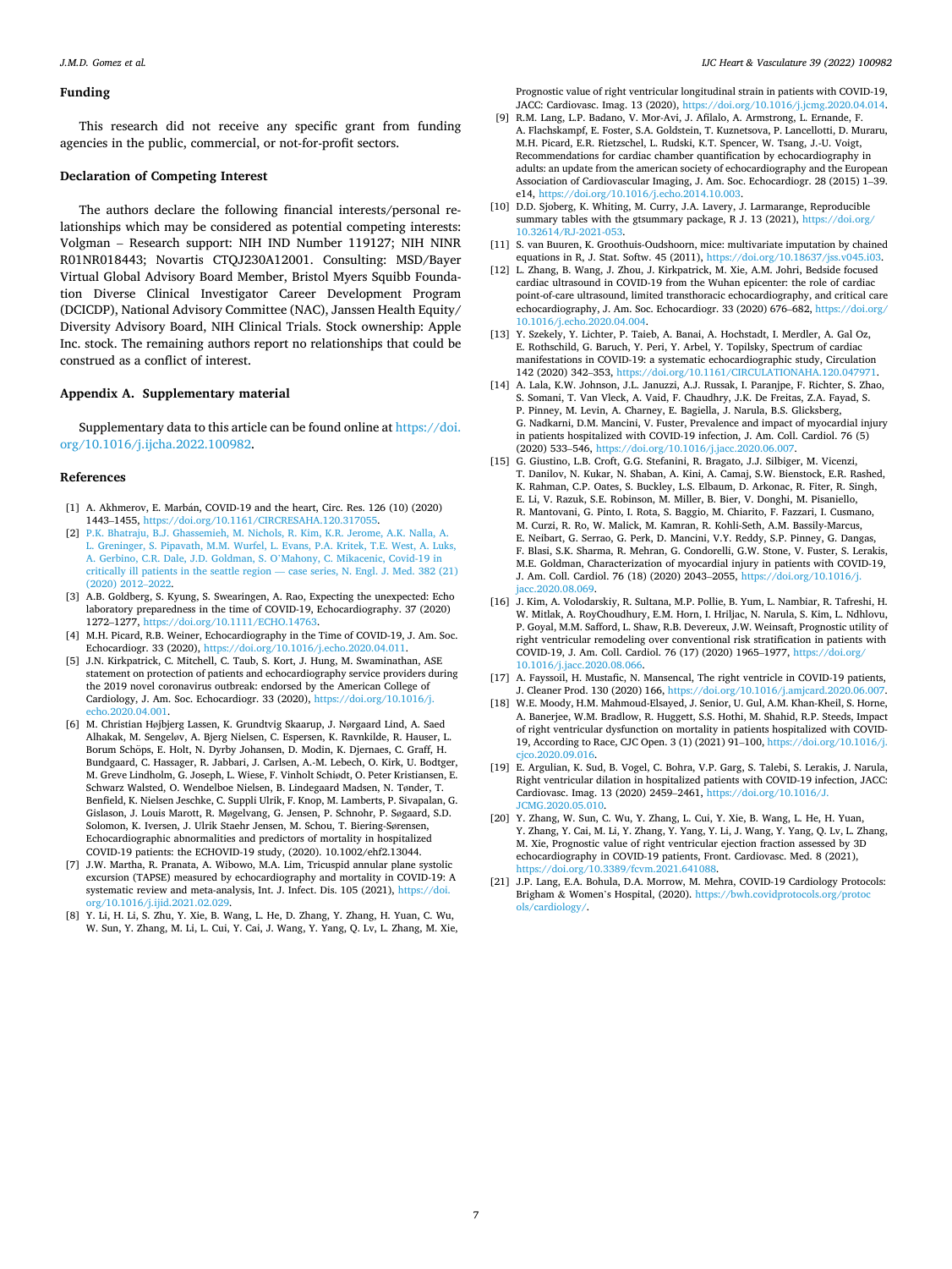## Funding

This research did not receive any specific grant from funding agencies in the public, commercial, or not-for-profit sectors.

## Declaration of Competing Interest

The authors declare the following financial interests/personal relationships which may be considered as potential competing interests: Volgman – Research support: NIH IND Number 119127; NIH NINR R01NR018443; Novartis CTQJ230A12001. Consulting: MSD/Bayer Virtual Global Advisory Board Member, Bristol Myers Squibb Foundation Diverse Clinical Investigator Career Development Program (DCICDP), National Advisory Committee (NAC), Janssen Health Equity/ Diversity Advisory Board, NIH Clinical Trials. Stock ownership: Apple Inc. stock. The remaining authors report no relationships that could be construed as a conflict of interest.

## Appendix A. Supplementary material

Supplementary data to this article can be found online at https://doi.org/10.1016/j.ijcha.2022.100982.

## References

[1] A. Akhmerov, E. Marbán, COVID-19 and the heart, Circ. Res. 126 (10) (2020) 1443–1455, https://doi.org/10.1161/CIRCRESAHA.120.317055.

[2] P.K. Bhatraju, B.J. Ghassemieh, M. Nichols, R. Kim, K.R. Jerome, A.K. Nalla, A. L. Greninger, S. Pipavath, M.M. Wurfel, L. Evans, P.A. Kritek, T.E. West, A. Luks, A. Gerbino, C.R. Dale, J.D. Goldman, S. O'Mahony, C. Mikacenic, Covid-19 in critically ill patients in the seattle region — case series, N. Engl. J. Med. 382 (21) (2020) 2012–2022.

[3] A.B. Goldberg, S. Kyung, S. Swearingen, A. Rao, Expecting the unexpected: Echo laboratory preparedness in the time of COVID-19, Echocardiography. 37 (2020) 1272–1277, https://doi.org/10.1111/ECHO.14763.

[4] M.H. Picard, R.B. Weiner, Echocardiography in the Time of COVID-19, J. Am. Soc. Echocardiogr. 33 (2020), https://doi.org/10.1016/j.echo.2020.04.011.

[5] J.N. Kirkpatrick, C. Mitchell, C. Taub, S. Kort, J. Hung, M. Swaminathan, ASE statement on protection of patients and echocardiography service providers during the 2019 novel coronavirus outbreak: endorsed by the American College of Cardiology, J. Am. Soc. Echocardiogr. 33 (2020), https://doi.org/10.1016/j.echo.2020.04.001.

[6] M. Christian Højbjerg Lassen, K. Grundtvig Skaarup, J. Nørgaard Lind, A. Saed Alhakak, M. Sengeløv, A. Bjerg Nielsen, C. Espersen, K. Ravnkilde, R. Hauser, L. Borum Schöps, E. Holt, N. Dyrby Johansen, D. Modin, K. Djernaes, C. Graff, H. Bundgaard, C. Hassager, R. Jabbari, J. Carlsen, A.-M. Lebech, O. Kirk, U. Bodtger, M. Greve Lindholm, G. Joseph, L. Wiese, F. Vinholt Schiødt, O. Peter Kristiansen, E. Schwarz Walsted, O. Wendelboe Nielsen, B. Lindegaard Madsen, N. Tønder, T. Benfield, K. Nielsen Jeschke, C. Suppli Ulrik, F. Knop, M. Lamberts, P. Sivapalan, G. Gislason, J. Louis Marott, R. Møgelvang, G. Jensen, P. Schnohr, P. Søgaard, S.D. Solomon, K. Iversen, J. Ulrik Staehr Jensen, M. Schou, T. Biering-Sørensen, Echocardiographic abnormalities and predictors of mortality in hospitalized COVID-19 patients: the ECHOVID-19 study, (2020). 10.1002/ehf2.13044.

[7] J.W. Martha, R. Pranata, A. Wibowo, M.A. Lim, Tricuspid annular plane systolic excursion (TAPSE) measured by echocardiography and mortality in COVID-19: A systematic review and meta-analysis, Int. J. Infect. Dis. 105 (2021), https://doi.org/10.1016/j.ijid.2021.02.029.

[8] Y. Li, H. Li, S. Zhu, Y. Xie, B. Wang, L. He, D. Zhang, Y. Zhang, H. Yuan, C. Wu, W. Sun, Y. Zhang, M. Li, L. Cui, Y. Cai, J. Wang, Y. Yang, Q. Lv, L. Zhang, M. Xie, Prognostic value of right ventricular longitudinal strain in patients with COVID-19, JACC: Cardiovasc. Imag. 13 (2020), https://doi.org/10.1016/j.jcmg.2020.04.014.

[9] R.M. Lang, L.P. Badano, V. Mor-Avi, J. Afilalo, A. Armstrong, L. Ernande, F. A. Flachskampf, E. Foster, S.A. Goldstein, T. Kuznetsova, P. Lancellotti, D. Muraru, M.H. Picard, E.R. Rietzschel, L. Rudski, K.T. Spencer, W. Tsang, J.-U. Voigt, Recommendations for cardiac chamber quantification by echocardiography in adults: an update from the american society of echocardiography and the European Association of Cardiovascular Imaging, J. Am. Soc. Echocardiogr. 28 (2015) 1–39. e14, https://doi.org/10.1016/j.echo.2014.10.003.

[10] D.D. Sjoberg, K. Whiting, M. Curry, J.A. Lavery, J. Larmarange, Reproducible summary tables with the gtsummary package, R J. 13 (2021), https://doi.org/10.32614/RJ-2021-053.

[11] S. van Buuren, K. Groothuis-Oudshoorn, mice: multivariate imputation by chained equations in R, J. Stat. Softw. 45 (2011), https://doi.org/10.18637/jss.v045.i03.

[12] L. Zhang, B. Wang, J. Zhou, J. Kirkpatrick, M. Xie, A.M. Johri, Bedside focused cardiac ultrasound in COVID-19 from the Wuhan epicenter: the role of cardiac point-of-care ultrasound, limited transthoracic echocardiography, and critical care echocardiography, J. Am. Soc. Echocardiogr. 33 (2020) 676–682, https://doi.org/10.1016/j.echo.2020.04.004.

[13] Y. Szekely, Y. Lichter, P. Taieb, A. Banai, A. Hochstadt, I. Merdler, A. Gal Oz, E. Rothschild, G. Baruch, Y. Peri, Y. Arbel, Y. Topilsky, Spectrum of cardiac manifestations in COVID-19: a systematic echocardiographic study, Circulation 142 (2020) 342–353, https://doi.org/10.1161/CIRCULATIONAHA.120.047971.

[14] A. Lala, K.W. Johnson, J.L. Januzzi, A.J. Russak, I. Paranjpe, F. Richter, S. Zhao, S. Somani, T. Van Vleck, A. Vaid, F. Chaudhry, J.K. De Freitas, Z.A. Fayad, S. P. Pinney, M. Levin, A. Charney, E. Bagiella, J. Narula, B.S. Glicksberg, G. Nadkarni, D.M. Mancini, V. Fuster, Prevalence and impact of myocardial injury in patients hospitalized with COVID-19 infection, J. Am. Coll. Cardiol. 76 (5) (2020) 533–546, https://doi.org/10.1016/j.jacc.2020.06.007.

[15] G. Giustino, L.B. Croft, G.G. Stefanini, R. Bragato, J.J. Silbiger, M. Vicenzi, T. Danilov, N. Kukar, N. Shaban, A. Kini, A. Camaj, S.W. Bienstock, E.R. Rashed, K. Rahman, C.P. Oates, S. Buckley, L.S. Elbaum, D. Arkonac, R. Fiter, R. Singh, E. Li, V. Razuk, S.E. Robinson, M. Miller, B. Bier, V. Donghi, M. Pisaniello, R. Mantovani, G. Pinto, I. Rota, S. Baggio, M. Chiarito, F. Fazzari, I. Cusmano, M. Curzi, R. Ro, W. Malick, M. Kamran, R. Kohli-Seth, A.M. Bassily-Marcus, E. Neibart, G. Serrao, G. Perk, D. Mancini, V.Y. Reddy, S.P. Pinney, G. Dangas, F. Blasi, S.K. Sharma, R. Mehran, G. Condorelli, G.W. Stone, V. Fuster, S. Lerakis, M.E. Goldman, Characterization of myocardial injury in patients with COVID-19, J. Am. Coll. Cardiol. 76 (18) (2020) 2043–2055, https://doi.org/10.1016/j.jacc.2020.08.069.

[16] J. Kim, A. Volodarskiy, R. Sultana, M.P. Pollie, B. Yum, L. Nambiar, R. Tafreshi, H. W. Mitlak, A. RoyChoudhury, E.M. Horn, I. Hriljac, N. Narula, S. Kim, L. Ndhlovu, P. Goyal, M.M. Safford, L. Shaw, R.B. Devereux, J.W. Weinsaft, Prognostic utility of right ventricular remodeling over conventional risk stratification in patients with COVID-19, J. Am. Coll. Cardiol. 76 (17) (2020) 1965–1977, https://doi.org/10.1016/j.jacc.2020.08.066.

[17] A. Fayssoil, H. Mustafic, N. Mansencal, The right ventricle in COVID-19 patients, J. Cleaner Prod. 130 (2020) 166, https://doi.org/10.1016/j.amjcard.2020.06.007.

[18] W.E. Moody, H.M. Mahmoud-Elsayed, J. Senior, U. Gul, A.M. Khan-Kheil, S. Horne, A. Banerjee, W.M. Bradlow, R. Huggett, S.S. Hothi, M. Shahid, R.P. Steeds, Impact of right ventricular dysfunction on mortality in patients hospitalized with COVID-19, According to Race, CJC Open. 3 (1) (2021) 91–100, https://doi.org/10.1016/j.cjco.2020.09.016.

[19] E. Argulian, K. Sud, B. Vogel, C. Bohra, V.P. Garg, S. Talebi, S. Lerakis, J. Narula, Right ventricular dilation in hospitalized patients with COVID-19 infection, JACC: Cardiovasc. Imag. 13 (2020) 2459–2461, https://doi.org/10.1016/J.JCMG.2020.05.010.

[20] Y. Zhang, W. Sun, C. Wu, Y. Zhang, L. Cui, Y. Xie, B. Wang, L. He, H. Yuan, Y. Zhang, Y. Cai, M. Li, Y. Zhang, Y. Yang, Y. Li, J. Wang, Y. Yang, Q. Lv, L. Zhang, M. Xie, Prognostic value of right ventricular ejection fraction assessed by 3D echocardiography in COVID-19 patients, Front. Cardiovasc. Med. 8 (2021), https://doi.org/10.3389/fcvm.2021.641088.

[21] J.P. Lang, E.A. Bohula, D.A. Morrow, M. Mehra, COVID-19 Cardiology Protocols: Brigham & Women's Hospital, (2020). https://bwh.covidprotocols.org/protocols/cardiology/.